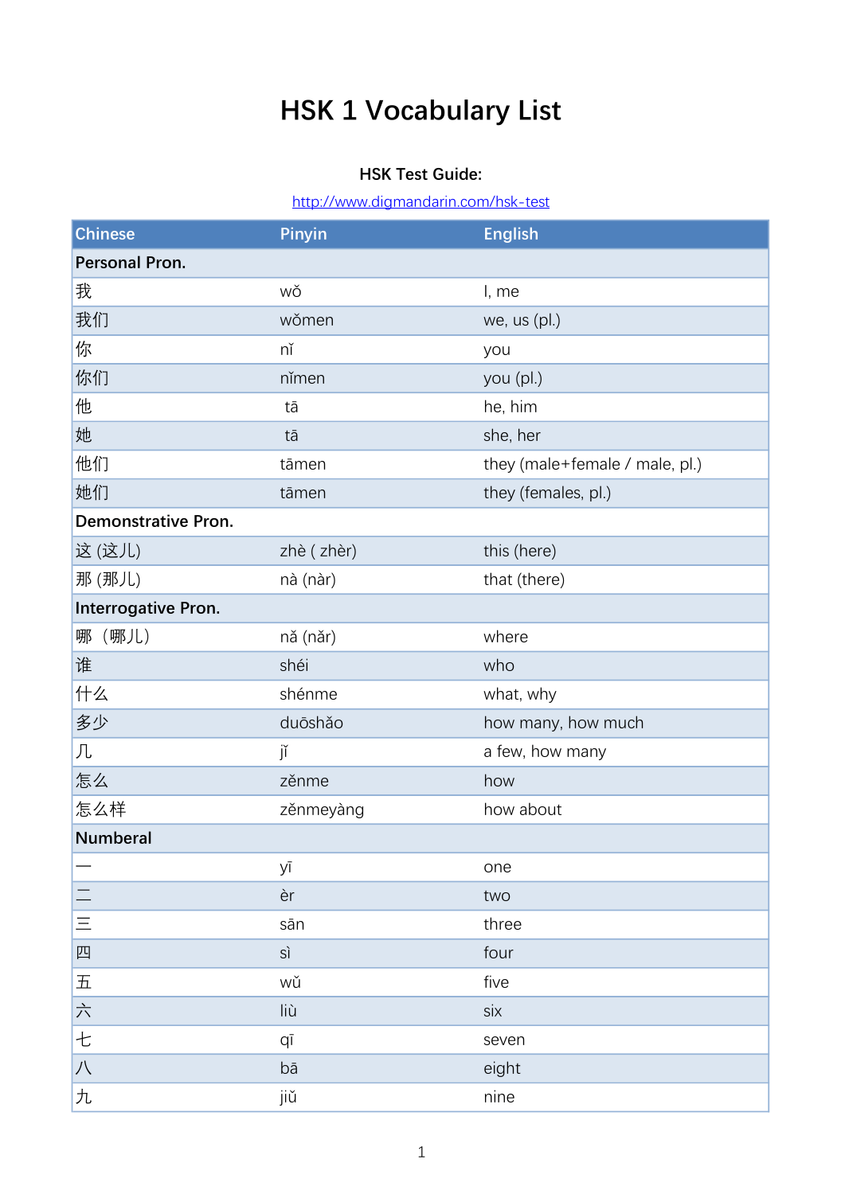# HSK 1 Vocabulary List

**HSK Test Guide:**

http://www.digmandarin.com/hsk-test

| Chinese | Pinyin | English |
|---|---|---|
| **Personal Pron.** | | |
| 我 | wǒ | I, me |
| 我们 | wǒmen | we, us (pl.) |
| 你 | nǐ | you |
| 你们 | nǐmen | you (pl.) |
| 他 | tā | he, him |
| 她 | tā | she, her |
| 他们 | tāmen | they (male+female / male, pl.) |
| 她们 | tāmen | they (females, pl.) |
| **Demonstrative Pron.** | | |
| 这 (这儿) | zhè ( zhèr) | this (here) |
| 那 (那儿) | nà (nàr) | that (there) |
| **Interrogative Pron.** | | |
| 哪（哪儿） | nǎ (nǎr) | where |
| 谁 | shéi | who |
| 什么 | shénme | what, why |
| 多少 | duōshǎo | how many, how much |
| 几 | jǐ | a few, how many |
| 怎么 | zěnme | how |
| 怎么样 | zěnmeyàng | how about |
| **Numberal** | | |
| 一 | yī | one |
| 二 | èr | two |
| 三 | sān | three |
| 四 | sì | four |
| 五 | wǔ | five |
| 六 | liù | six |
| 七 | qī | seven |
| 八 | bā | eight |
| 九 | jiǔ | nine |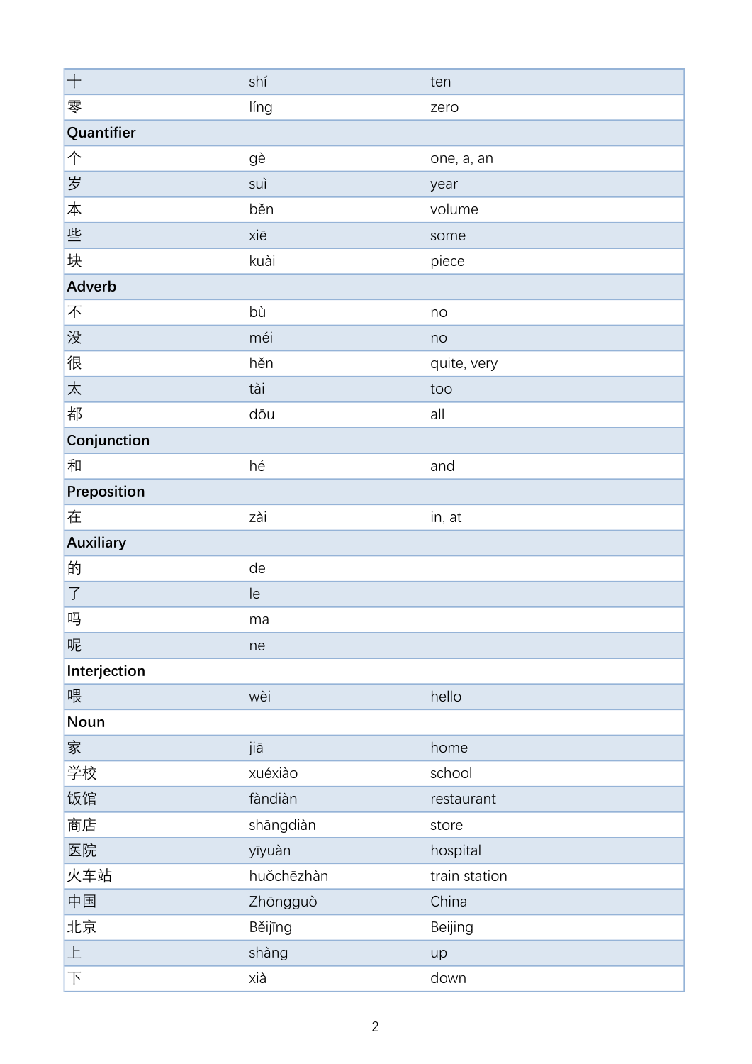| | | |
|---|---|---|
| 十 | shí | ten |
| 零 | líng | zero |
| **Quantifier** | | |
| 个 | gè | one, a, an |
| 岁 | suì | year |
| 本 | běn | volume |
| 些 | xiē | some |
| 块 | kuài | piece |
| **Adverb** | | |
| 不 | bù | no |
| 没 | méi | no |
| 很 | hěn | quite, very |
| 太 | tài | too |
| 都 | dōu | all |
| **Conjunction** | | |
| 和 | hé | and |
| **Preposition** | | |
| 在 | zài | in, at |
| **Auxiliary** | | |
| 的 | de | |
| 了 | le | |
| 吗 | ma | |
| 呢 | ne | |
| **Interjection** | | |
| 喂 | wèi | hello |
| **Noun** | | |
| 家 | jiā | home |
| 学校 | xuéxiào | school |
| 饭馆 | fàndiàn | restaurant |
| 商店 | shāngdiàn | store |
| 医院 | yīyuàn | hospital |
| 火车站 | huǒchēzhàn | train station |
| 中国 | Zhōngguò | China |
| 北京 | Běijīng | Beijing |
| 上 | shàng | up |
| 下 | xià | down |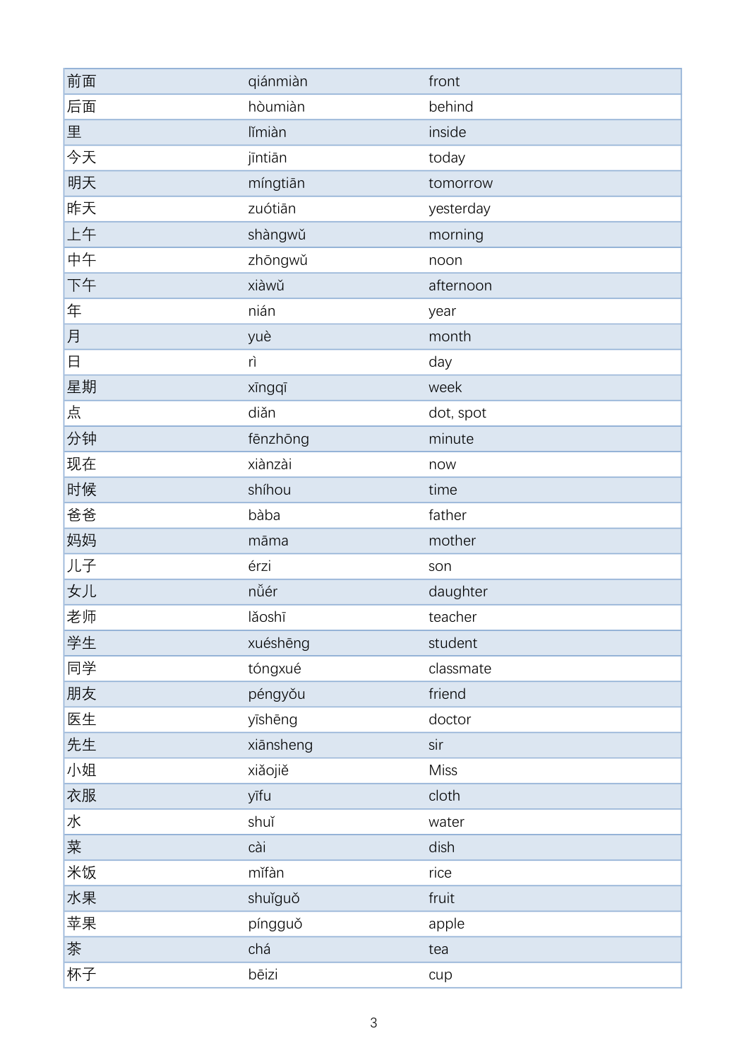| 前面 | qiánmiàn | front |
|---|---|---|
| 后面 | hòumiàn | behind |
| 里 | lǐmiàn | inside |
| 今天 | jīntiān | today |
| 明天 | míngtiān | tomorrow |
| 昨天 | zuótiān | yesterday |
| 上午 | shàngwǔ | morning |
| 中午 | zhōngwǔ | noon |
| 下午 | xiàwǔ | afternoon |
| 年 | nián | year |
| 月 | yuè | month |
| 日 | rì | day |
| 星期 | xīngqī | week |
| 点 | diǎn | dot, spot |
| 分钟 | fēnzhōng | minute |
| 现在 | xiànzài | now |
| 时候 | shíhou | time |
| 爸爸 | bàba | father |
| 妈妈 | māma | mother |
| 儿子 | érzi | son |
| 女儿 | nǚér | daughter |
| 老师 | lǎoshī | teacher |
| 学生 | xuéshēng | student |
| 同学 | tóngxué | classmate |
| 朋友 | péngyǒu | friend |
| 医生 | yīshēng | doctor |
| 先生 | xiānsheng | sir |
| 小姐 | xiǎojiě | Miss |
| 衣服 | yīfu | cloth |
| 水 | shuǐ | water |
| 菜 | cài | dish |
| 米饭 | mǐfàn | rice |
| 水果 | shuǐguǒ | fruit |
| 苹果 | píngguǒ | apple |
| 茶 | chá | tea |
| 杯子 | bēizi | cup |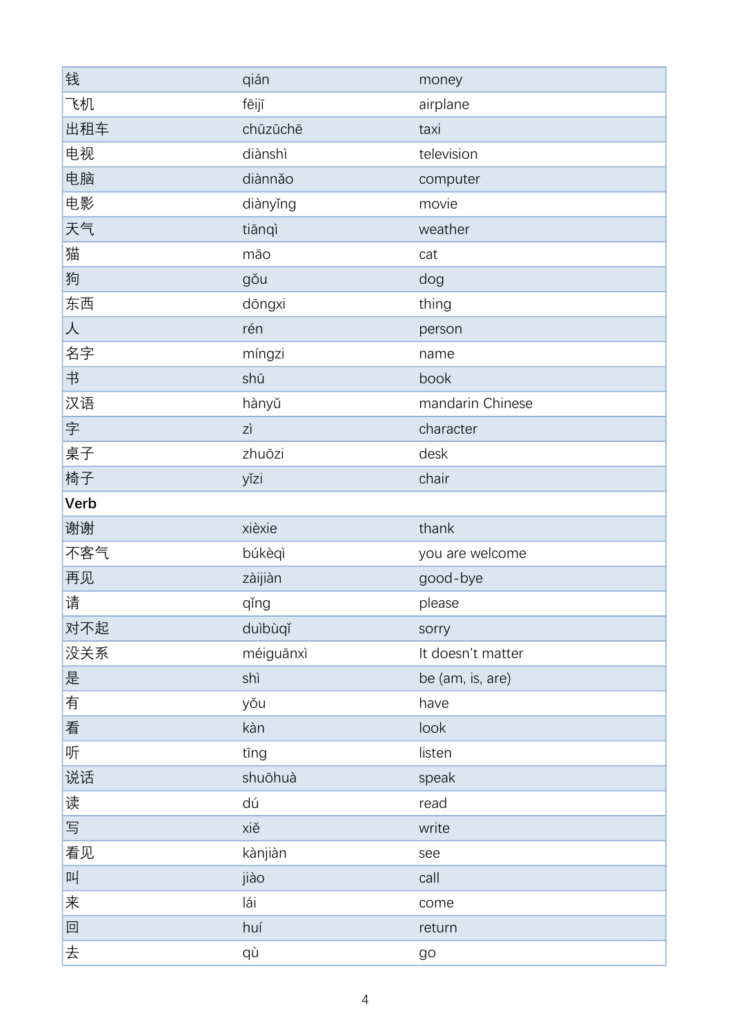| | | |
|---|---|---|
| 钱 | qián | money |
| 飞机 | fēijī | airplane |
| 出租车 | chūzūchē | taxi |
| 电视 | diànshì | television |
| 电脑 | diànnǎo | computer |
| 电影 | diànyǐng | movie |
| 天气 | tiānqì | weather |
| 猫 | māo | cat |
| 狗 | gǒu | dog |
| 东西 | dōngxi | thing |
| 人 | rén | person |
| 名字 | míngzi | name |
| 书 | shū | book |
| 汉语 | hànyǔ | mandarin Chinese |
| 字 | zì | character |
| 桌子 | zhuōzi | desk |
| 椅子 | yǐzi | chair |
| **Verb** | | |
| 谢谢 | xièxie | thank |
| 不客气 | búkèqì | you are welcome |
| 再见 | zàijiàn | good-bye |
| 请 | qǐng | please |
| 对不起 | duìbùqǐ | sorry |
| 没关系 | méiguānxì | It doesn't matter |
| 是 | shì | be (am, is, are) |
| 有 | yǒu | have |
| 看 | kàn | look |
| 听 | tīng | listen |
| 说话 | shuōhuà | speak |
| 读 | dú | read |
| 写 | xiě | write |
| 看见 | kànjiàn | see |
| 叫 | jiào | call |
| 来 | lái | come |
| 回 | huí | return |
| 去 | qù | go |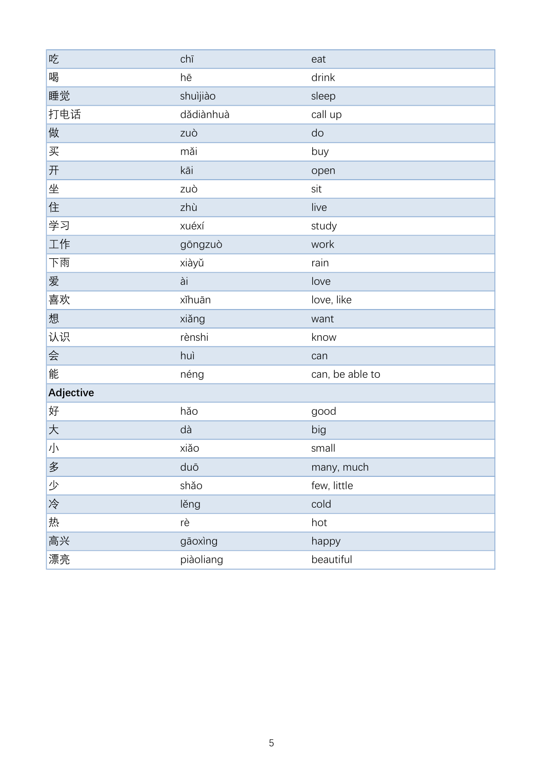| | | |
|---|---|---|
| 吃 | chī | eat |
| 喝 | hē | drink |
| 睡觉 | shuìjiào | sleep |
| 打电话 | dǎdiànhuà | call up |
| 做 | zuò | do |
| 买 | mǎi | buy |
| 开 | kāi | open |
| 坐 | zuò | sit |
| 住 | zhù | live |
| 学习 | xuéxí | study |
| 工作 | gōngzuò | work |
| 下雨 | xiàyǔ | rain |
| 爱 | ài | love |
| 喜欢 | xǐhuān | love, like |
| 想 | xiǎng | want |
| 认识 | rènshi | know |
| 会 | huì | can |
| 能 | néng | can, be able to |
| **Adjective** | | |
| 好 | hǎo | good |
| 大 | dà | big |
| 小 | xiǎo | small |
| 多 | duō | many, much |
| 少 | shǎo | few, little |
| 冷 | lěng | cold |
| 热 | rè | hot |
| 高兴 | gāoxìng | happy |
| 漂亮 | piàoliang | beautiful |